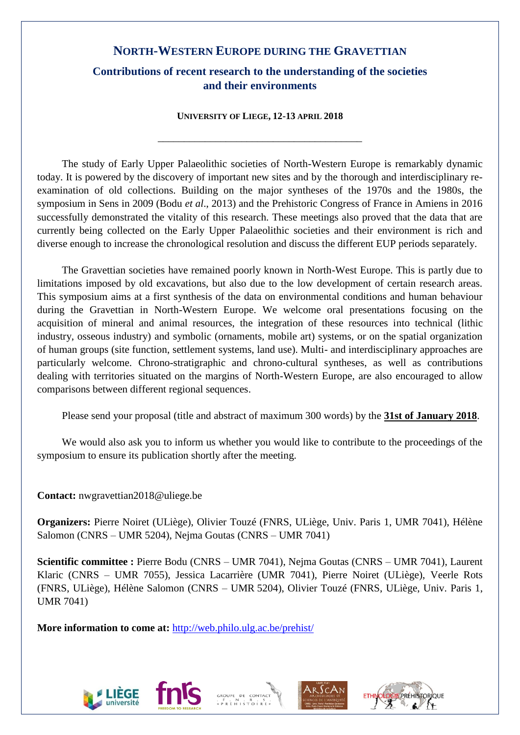# NORTH-WESTERN EUROPE DURING THE GRAVETTIAN

## Contributions of recent research to the understanding of the societies and their environments

**UNIVERSITY OF LIEGE, 12-13 APRIL 2018**

---

The study of Early Upper Palaeolithic societies of North-Western Europe is remarkably dynamic today. It is powered by the discovery of important new sites and by the thorough and interdisciplinary re-examination of old collections. Building on the major syntheses of the 1970s and the 1980s, the symposium in Sens in 2009 (Bodu *et al*., 2013) and the Prehistoric Congress of France in Amiens in 2016 successfully demonstrated the vitality of this research. These meetings also proved that the data that are currently being collected on the Early Upper Palaeolithic societies and their environment is rich and diverse enough to increase the chronological resolution and discuss the different EUP periods separately.

The Gravettian societies have remained poorly known in North-West Europe. This is partly due to limitations imposed by old excavations, but also due to the low development of certain research areas. This symposium aims at a first synthesis of the data on environmental conditions and human behaviour during the Gravettian in North-Western Europe. We welcome oral presentations focusing on the acquisition of mineral and animal resources, the integration of these resources into technical (lithic industry, osseous industry) and symbolic (ornaments, mobile art) systems, or on the spatial organization of human groups (site function, settlement systems, land use). Multi- and interdisciplinary approaches are particularly welcome. Chrono-stratigraphic and chrono-cultural syntheses, as well as contributions dealing with territories situated on the margins of North-Western Europe, are also encouraged to allow comparisons between different regional sequences.

Please send your proposal (title and abstract of maximum 300 words) by the **31st of January 2018**.

We would also ask you to inform us whether you would like to contribute to the proceedings of the symposium to ensure its publication shortly after the meeting.

**Contact:** nwgravettian2018@uliege.be

**Organizers:** Pierre Noiret (ULiège), Olivier Touzé (FNRS, ULiège, Univ. Paris 1, UMR 7041), Hélène Salomon (CNRS – UMR 5204), Nejma Goutas (CNRS – UMR 7041)

**Scientific committee :** Pierre Bodu (CNRS – UMR 7041), Nejma Goutas (CNRS – UMR 7041), Laurent Klaric (CNRS – UMR 7055), Jessica Lacarrière (UMR 7041), Pierre Noiret (ULiège), Veerle Rots (FNRS, ULiège), Hélène Salomon (CNRS – UMR 5204), Olivier Touzé (FNRS, ULiège, Univ. Paris 1, UMR 7041)

**More information to come at:** http://web.philo.ulg.ac.be/prehist/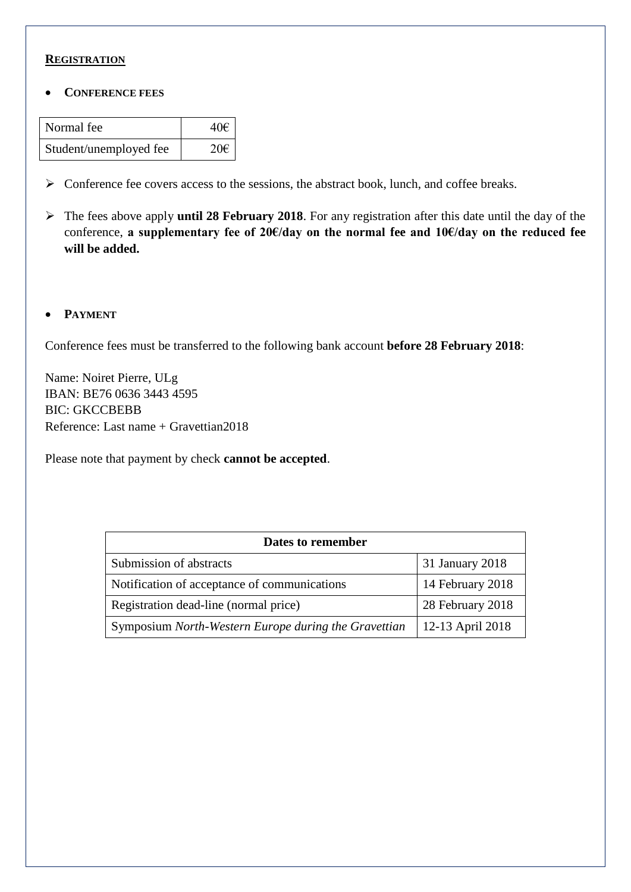## REGISTRATION

- **CONFERENCE FEES**

| Normal fee | 40€ |
|---|---|
| Student/unemployed fee | 20€ |

- Conference fee covers access to the sessions, the abstract book, lunch, and coffee breaks.
- The fees above apply **until 28 February 2018**. For any registration after this date until the day of the conference, **a supplementary fee of 20€/day on the normal fee and 10€/day on the reduced fee will be added.**

- **PAYMENT**

Conference fees must be transferred to the following bank account **before 28 February 2018**:

Name: Noiret Pierre, ULg
IBAN: BE76 0636 3443 4595
BIC: GKCCBEBB
Reference: Last name + Gravettian2018

Please note that payment by check **cannot be accepted**.

| **Dates to remember** | |
|---|---|
| Submission of abstracts | 31 January 2018 |
| Notification of acceptance of communications | 14 February 2018 |
| Registration dead-line (normal price) | 28 February 2018 |
| Symposium *North-Western Europe during the Gravettian* | 12-13 April 2018 |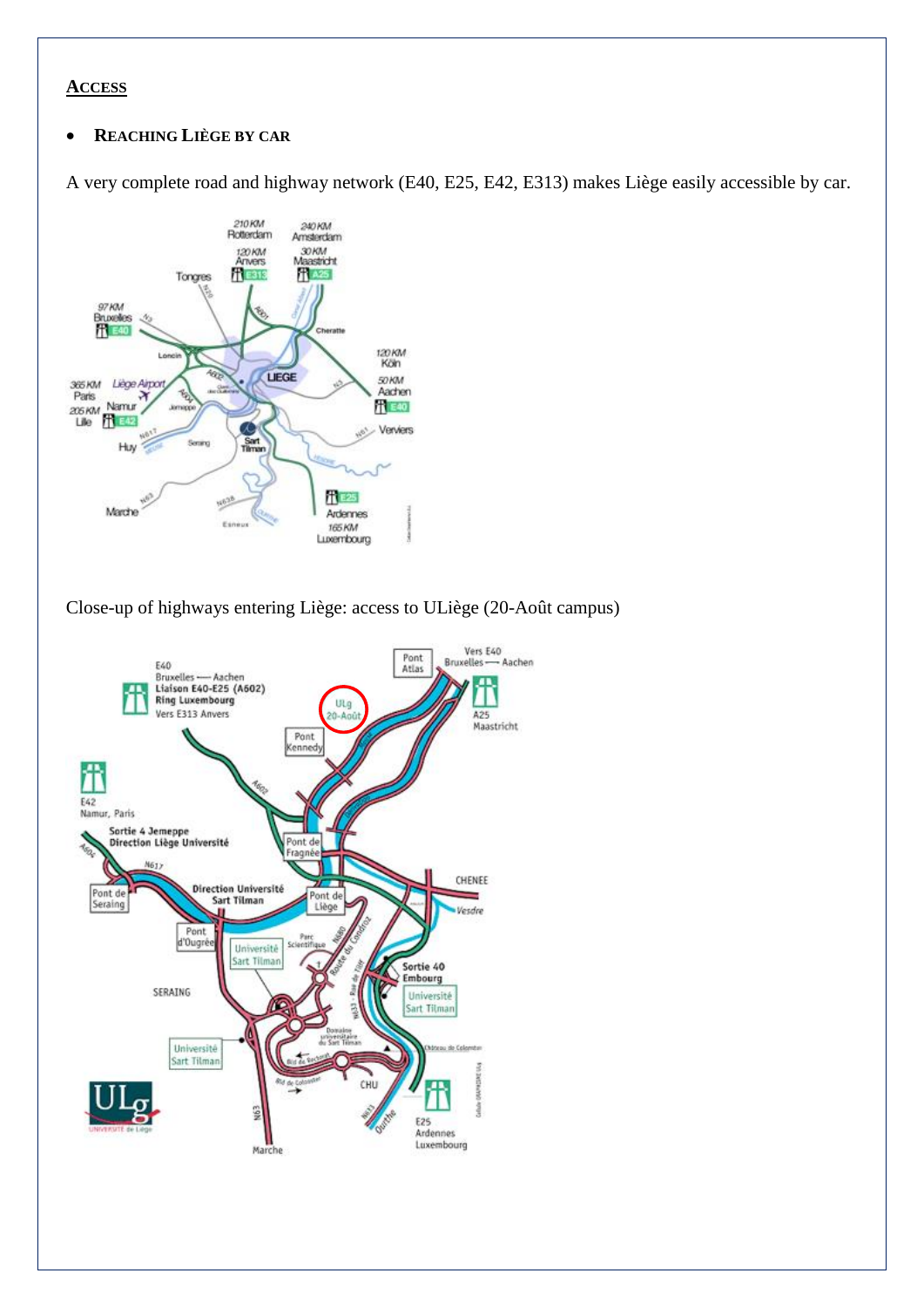## ACCESS

- **REACHING LIÈGE BY CAR**

A very complete road and highway network (E40, E25, E42, E313) makes Liège easily accessible by car.

Close-up of highways entering Liège: access to ULiège (20-Août campus)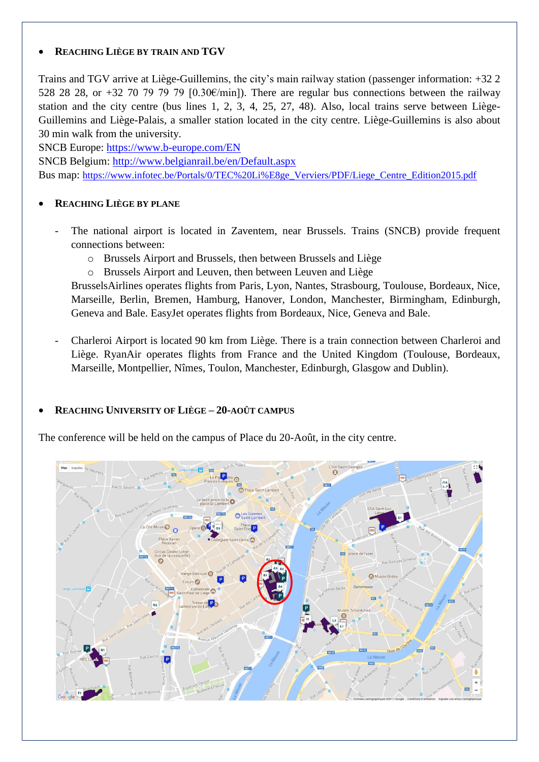- **REACHING LIÈGE BY TRAIN AND TGV**

Trains and TGV arrive at Liège-Guillemins, the city's main railway station (passenger information: +32 2 528 28 28, or +32 70 79 79 79 [0.30€/min]). There are regular bus connections between the railway station and the city centre (bus lines 1, 2, 3, 4, 25, 27, 48). Also, local trains serve between Liège-Guillemins and Liège-Palais, a smaller station located in the city centre. Liège-Guillemins is also about 30 min walk from the university.

SNCB Europe: https://www.b-europe.com/EN

SNCB Belgium: http://www.belgianrail.be/en/Default.aspx

Bus map: https://www.infotec.be/Portals/0/TEC%20Li%E8ge_Verviers/PDF/Liege_Centre_Edition2015.pdf

- **REACHING LIÈGE BY PLANE**

  - The national airport is located in Zaventem, near Brussels. Trains (SNCB) provide frequent connections between:
    - Brussels Airport and Brussels, then between Brussels and Liège
    - Brussels Airport and Leuven, then between Leuven and Liège

    BrusselsAirlines operates flights from Paris, Lyon, Nantes, Strasbourg, Toulouse, Bordeaux, Nice, Marseille, Berlin, Bremen, Hamburg, Hanover, London, Manchester, Birmingham, Edinburgh, Geneva and Bale. EasyJet operates flights from Bordeaux, Nice, Geneva and Bale.

  - Charleroi Airport is located 90 km from Liège. There is a train connection between Charleroi and Liège. RyanAir operates flights from France and the United Kingdom (Toulouse, Bordeaux, Marseille, Montpellier, Nîmes, Toulon, Manchester, Edinburgh, Glasgow and Dublin).

- **REACHING UNIVERSITY OF LIÈGE – 20-AOÛT CAMPUS**

The conference will be held on the campus of Place du 20-Août, in the city centre.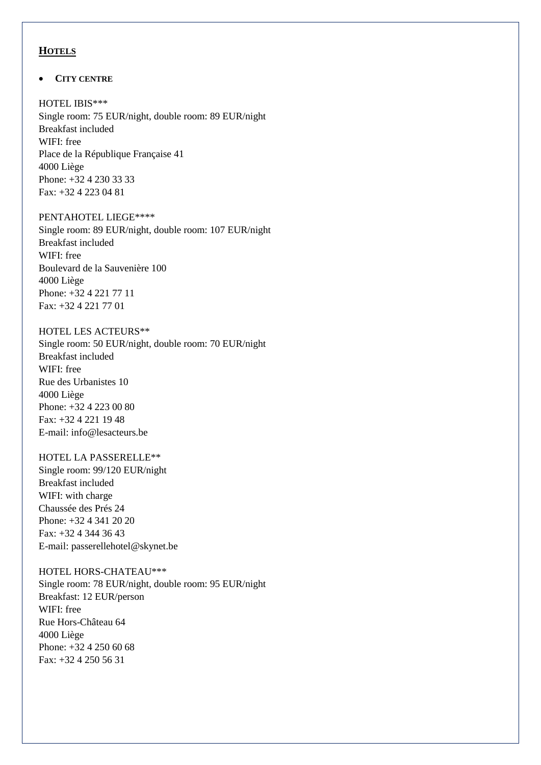## **HOTELS**

- **CITY CENTRE**

HOTEL IBIS***
Single room: 75 EUR/night, double room: 89 EUR/night
Breakfast included
WIFI: free
Place de la République Française 41
4000 Liège
Phone: +32 4 230 33 33
Fax: +32 4 223 04 81

PENTAHOTEL LIEGE****
Single room: 89 EUR/night, double room: 107 EUR/night
Breakfast included
WIFI: free
Boulevard de la Sauvenière 100
4000 Liège
Phone: +32 4 221 77 11
Fax: +32 4 221 77 01

HOTEL LES ACTEURS**
Single room: 50 EUR/night, double room: 70 EUR/night
Breakfast included
WIFI: free
Rue des Urbanistes 10
4000 Liège
Phone: +32 4 223 00 80
Fax: +32 4 221 19 48
E-mail: info@lesacteurs.be

HOTEL LA PASSERELLE**
Single room: 99/120 EUR/night
Breakfast included
WIFI: with charge
Chaussée des Prés 24
Phone: +32 4 341 20 20
Fax: +32 4 344 36 43
E-mail: passerellehotel@skynet.be

HOTEL HORS-CHATEAU***
Single room: 78 EUR/night, double room: 95 EUR/night
Breakfast: 12 EUR/person
WIFI: free
Rue Hors-Château 64
4000 Liège
Phone: +32 4 250 60 68
Fax: +32 4 250 56 31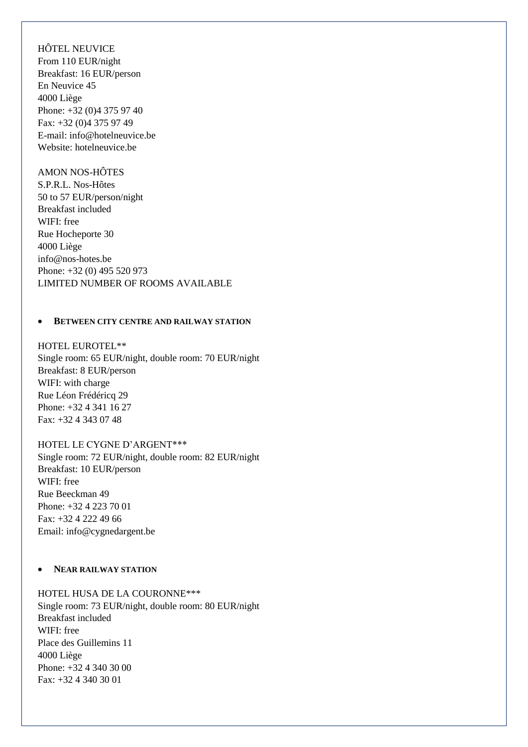HÔTEL NEUVICE  
From 110 EUR/night  
Breakfast: 16 EUR/person  
En Neuvice 45  
4000 Liège  
Phone: +32 (0)4 375 97 40  
Fax: +32 (0)4 375 97 49  
E-mail: info@hotelneuvice.be  
Website: hotelneuvice.be

AMON NOS-HÔTES  
S.P.R.L. Nos-Hôtes  
50 to 57 EUR/person/night  
Breakfast included  
WIFI: free  
Rue Hocheporte 30  
4000 Liège  
info@nos-hotes.be  
Phone: +32 (0) 495 520 973  
LIMITED NUMBER OF ROOMS AVAILABLE

- **BETWEEN CITY CENTRE AND RAILWAY STATION**

HOTEL EUROTEL**  
Single room: 65 EUR/night, double room: 70 EUR/night  
Breakfast: 8 EUR/person  
WIFI: with charge  
Rue Léon Frédéricq 29  
Phone: +32 4 341 16 27  
Fax: +32 4 343 07 48

HOTEL LE CYGNE D'ARGENT***  
Single room: 72 EUR/night, double room: 82 EUR/night  
Breakfast: 10 EUR/person  
WIFI: free  
Rue Beeckman 49  
Phone: +32 4 223 70 01  
Fax: +32 4 222 49 66  
Email: info@cygnedargent.be

- **NEAR RAILWAY STATION**

HOTEL HUSA DE LA COURONNE***  
Single room: 73 EUR/night, double room: 80 EUR/night  
Breakfast included  
WIFI: free  
Place des Guillemins 11  
4000 Liège  
Phone: +32 4 340 30 00  
Fax: +32 4 340 30 01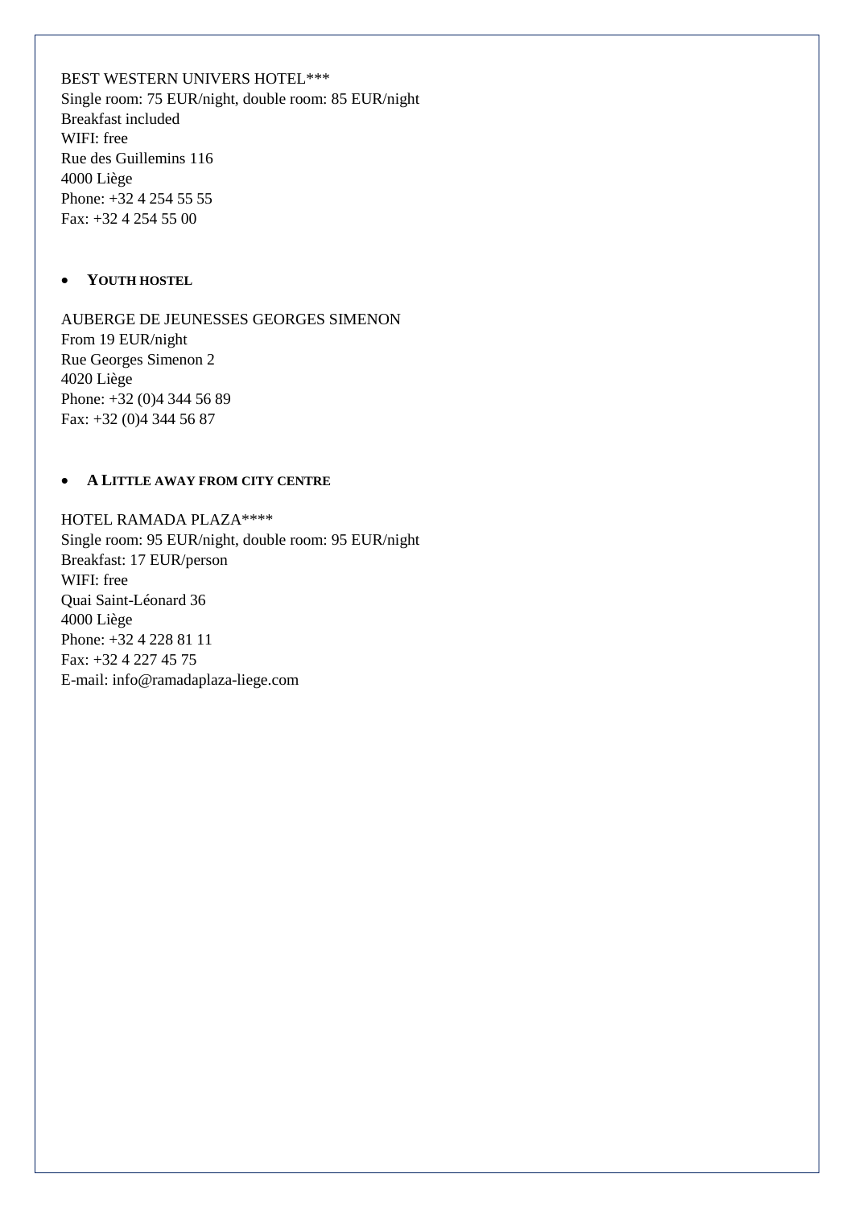BEST WESTERN UNIVERS HOTEL***
Single room: 75 EUR/night, double room: 85 EUR/night
Breakfast included
WIFI: free
Rue des Guillemins 116
4000 Liège
Phone: +32 4 254 55 55
Fax: +32 4 254 55 00

- **YOUTH HOSTEL**

AUBERGE DE JEUNESSES GEORGES SIMENON
From 19 EUR/night
Rue Georges Simenon 2
4020 Liège
Phone: +32 (0)4 344 56 89
Fax: +32 (0)4 344 56 87

- **A LITTLE AWAY FROM CITY CENTRE**

HOTEL RAMADA PLAZA****
Single room: 95 EUR/night, double room: 95 EUR/night
Breakfast: 17 EUR/person
WIFI: free
Quai Saint-Léonard 36
4000 Liège
Phone: +32 4 228 81 11
Fax: +32 4 227 45 75
E-mail: info@ramadaplaza-liege.com